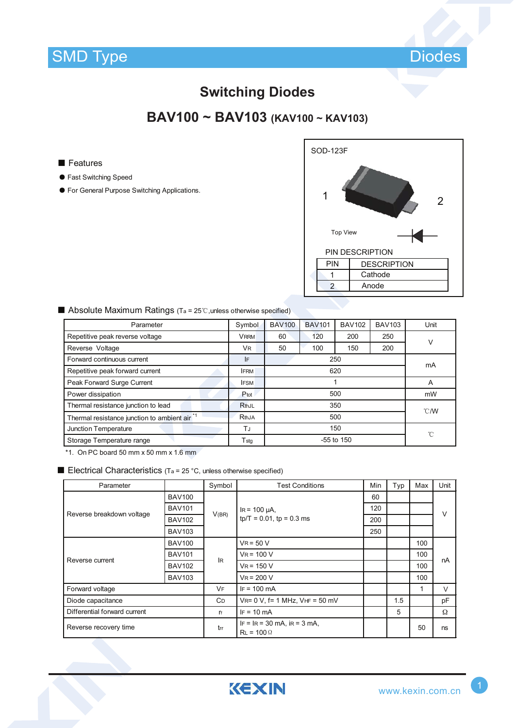SMD Type Diodes

# Switching Diodes

## BAV100 ~ BAV103 (KAV100 ~ KAV103)

### Features

- Fast Switching Speed
- For General Purpose Switching Applications.

SOD-123F

1 2

Top View

PIN DESCRIPTION

| PIN | DESCRIPTION |
|---|---|
| 1 | Cathode |
| 2 | Anode |

### Absolute Maximum Ratings ($T_a$ = 25℃,unless otherwise specified)

| Parameter | Symbol | BAV100 | BAV101 | BAV102 | BAV103 | Unit |
|---|---|---|---|---|---|---|
| Repetitive peak reverse voltage | $V_{RRM}$ | 60 | 120 | 200 | 250 | V |
| Reverse Voltage | $V_R$ | 50 | 100 | 150 | 200 | V |
| Forward continuous current | $I_F$ | 250 | | | | mA |
| Repetitive peak forward current | $I_{FRM}$ | 620 | | | | mA |
| Peak Forward Surge Current | $I_{FSM}$ | 1 | | | | A |
| Power dissipation | $P_{tot}$ | 500 | | | | mW |
| Thermal resistance junction to lead | $R_{thJL}$ | 350 | | | | ℃/W |
| Thermal resistance junction to ambient air *1 | $R_{thJA}$ | 500 | | | | ℃/W |
| Junction Temperature | $T_J$ | 150 | | | | ℃ |
| Storage Temperature range | $T_{stg}$ | -55 to 150 | | | | ℃ |

*1. On PC board 50 mm x 50 mm x 1.6 mm

### Electrical Characteristics ($T_a$ = 25 °C, unless otherwise specified)

| Parameter | | Symbol | Test Conditions | Min | Typ | Max | Unit |
|---|---|---|---|---|---|---|---|
| Reverse breakdown voltage | BAV100 | $V_{(BR)}$ | $I_R$ = 100 μA, tp/T = 0.01, tp = 0.3 ms | 60 | | | V |
| | BAV101 | | | 120 | | | |
| | BAV102 | | | 200 | | | |
| | BAV103 | | | 250 | | | |
| Reverse current | BAV100 | $I_R$ | $V_R$ = 50 V | | | 100 | nA |
| | BAV101 | | $V_R$ = 100 V | | | 100 | |
| | BAV102 | | $V_R$ = 150 V | | | 100 | |
| | BAV103 | | $V_R$ = 200 V | | | 100 | |
| Forward voltage | | $V_F$ | $I_F$ = 100 mA | | | 1 | V |
| Diode capacitance | | $C_D$ | $V_R$= 0 V, f= 1 MHz, $V_{HF}$ = 50 mV | | 1.5 | | pF |
| Differential forward current | | $r_f$ | $I_F$ = 10 mA | | 5 | | Ω |
| Reverse recovery time | | $t_{rr}$ | $I_F$ = $I_R$ = 30 mA, $i_R$ = 3 mA, $R_L$ = 100 Ω | | | 50 | ns |

KEXIN www.kexin.com.cn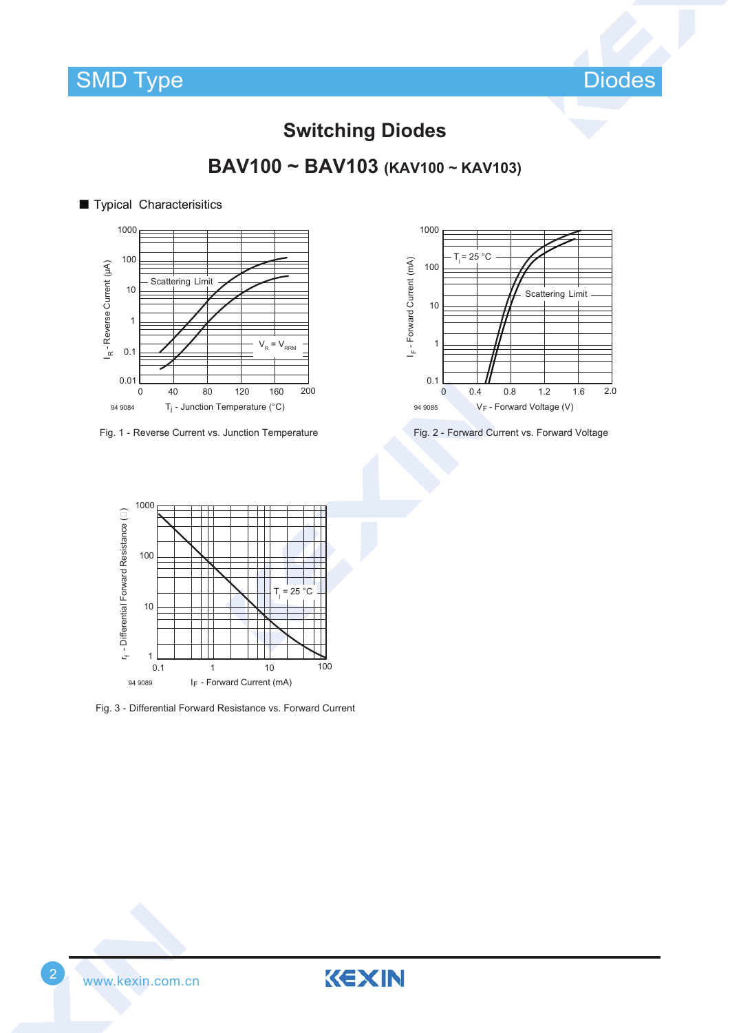# Switching Diodes

## BAV100 ~ BAV103 (KAV100 ~ KAV103)

■ Typical Characterisitics

Fig. 1 - Reverse Current vs. Junction Temperature

Fig. 2 - Forward Current vs. Forward Voltage

Fig. 3 - Differential Forward Resistance vs. Forward Current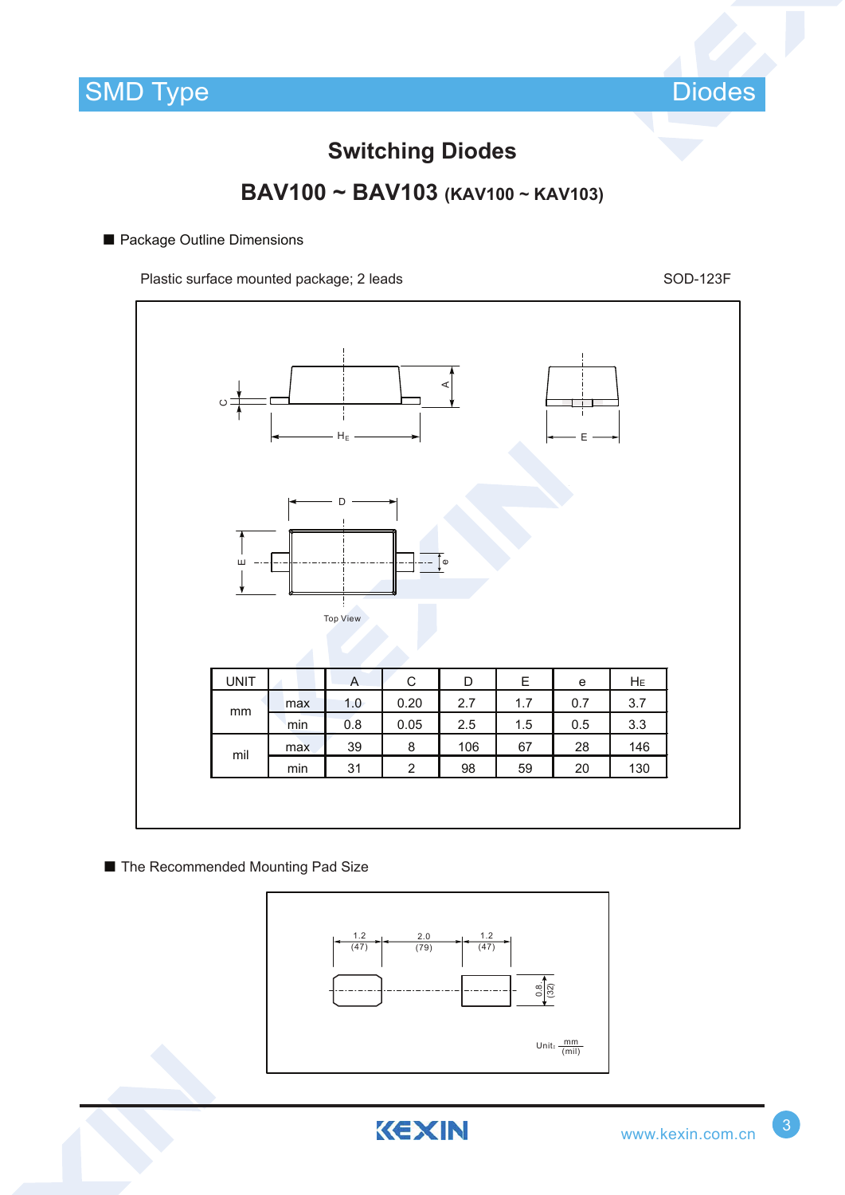SMD Type | Diodes

# Switching Diodes

## BAV100 ~ BAV103 (KAV100 ~ KAV103)

■ Package Outline Dimensions

Plastic surface mounted package; 2 leads | SOD-123F

C
A
$H_E$
E
D
E
e
Top View

| UNIT | | A | C | D | E | e | $H_E$ |
|---|---|---|---|---|---|---|---|
| mm | max | 1.0 | 0.20 | 2.7 | 1.7 | 0.7 | 3.7 |
| | min | 0.8 | 0.05 | 2.5 | 1.5 | 0.5 | 3.3 |
| mil | max | 39 | 8 | 106 | 67 | 28 | 146 |
| | min | 31 | 2 | 98 | 59 | 20 | 130 |

■ The Recommended Mounting Pad Size

1.2 (47)
2.0 (79)
1.2 (47)
0.8 (32)

Unit: mm (mil)

www.kexin.com.cn